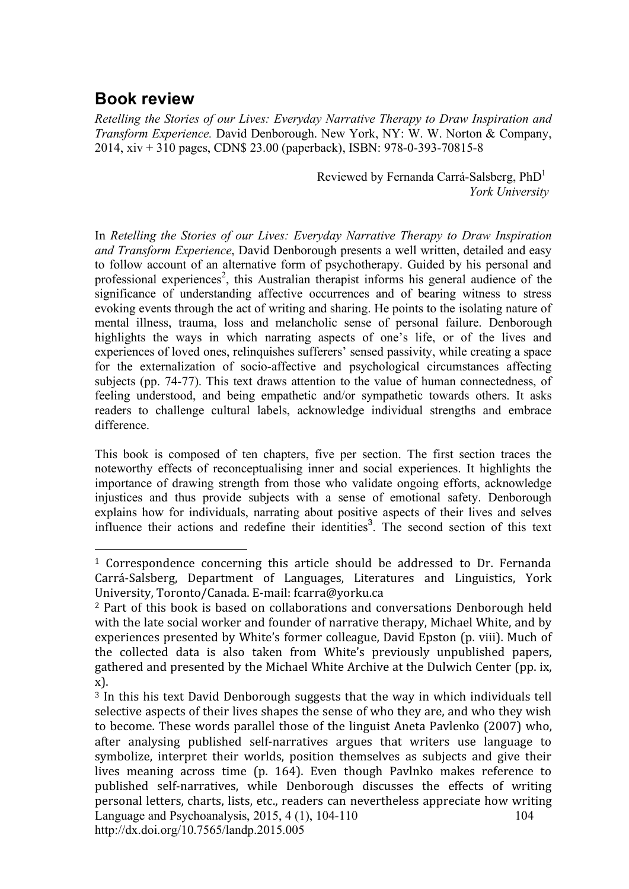## Book review

*Retelling the Stories of our Lives: Everyday Narrative Therapy to Draw Inspiration and Transform Experience.* David Denborough. New York, NY: W. W. Norton & Company, 2014, xiv + 310 pages, CDN$ 23.00 (paperback), ISBN: 978-0-393-70815-8

Reviewed by Fernanda Carrá-Salsberg, PhD[1]
*York University*

In *Retelling the Stories of our Lives: Everyday Narrative Therapy to Draw Inspiration and Transform Experience*, David Denborough presents a well written, detailed and easy to follow account of an alternative form of psychotherapy. Guided by his personal and professional experiences[2], this Australian therapist informs his general audience of the significance of understanding affective occurrences and of bearing witness to stress evoking events through the act of writing and sharing. He points to the isolating nature of mental illness, trauma, loss and melancholic sense of personal failure. Denborough highlights the ways in which narrating aspects of one's life, or of the lives and experiences of loved ones, relinquishes sufferers' sensed passivity, while creating a space for the externalization of socio-affective and psychological circumstances affecting subjects (pp. 74-77). This text draws attention to the value of human connectedness, of feeling understood, and being empathetic and/or sympathetic towards others. It asks readers to challenge cultural labels, acknowledge individual strengths and embrace difference.

This book is composed of ten chapters, five per section. The first section traces the noteworthy effects of reconceptualising inner and social experiences. It highlights the importance of drawing strength from those who validate ongoing efforts, acknowledge injustices and thus provide subjects with a sense of emotional safety. Denborough explains how for individuals, narrating about positive aspects of their lives and selves influence their actions and redefine their identities[3]. The second section of this text

---

[1] Correspondence concerning this article should be addressed to Dr. Fernanda Carrá-Salsberg, Department of Languages, Literatures and Linguistics, York University, Toronto/Canada. E-mail: fcarra@yorku.ca

[2] Part of this book is based on collaborations and conversations Denborough held with the late social worker and founder of narrative therapy, Michael White, and by experiences presented by White's former colleague, David Epston (p. viii). Much of the collected data is also taken from White's previously unpublished papers, gathered and presented by the Michael White Archive at the Dulwich Center (pp. ix, x).

[3] In this his text David Denborough suggests that the way in which individuals tell selective aspects of their lives shapes the sense of who they are, and who they wish to become. These words parallel those of the linguist Aneta Pavlenko (2007) who, after analysing published self-narratives argues that writers use language to symbolize, interpret their worlds, position themselves as subjects and give their lives meaning across time (p. 164). Even though Pavlnko makes reference to published self-narratives, while Denborough discusses the effects of writing personal letters, charts, lists, etc., readers can nevertheless appreciate how writing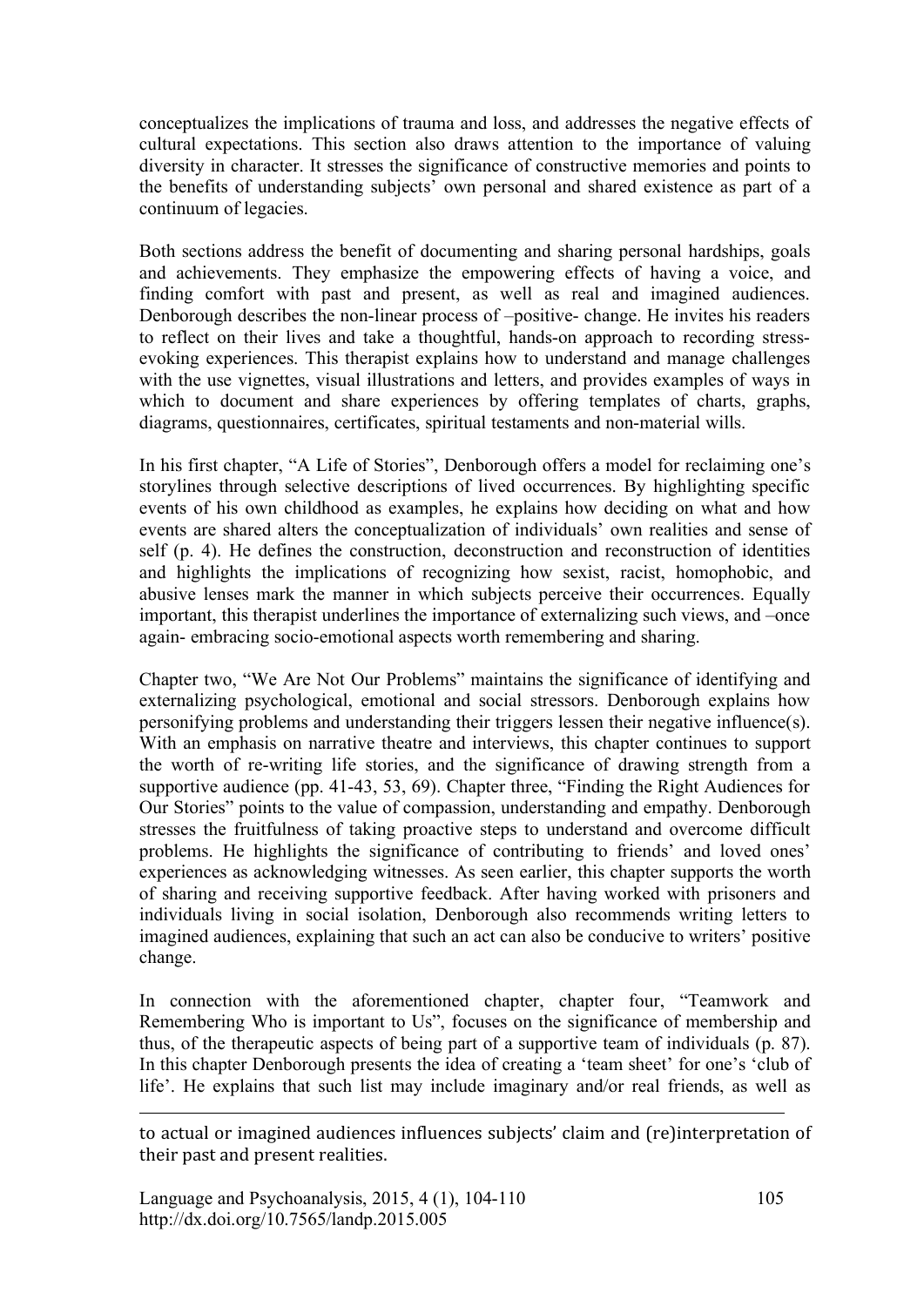conceptualizes the implications of trauma and loss, and addresses the negative effects of cultural expectations. This section also draws attention to the importance of valuing diversity in character. It stresses the significance of constructive memories and points to the benefits of understanding subjects' own personal and shared existence as part of a continuum of legacies.

Both sections address the benefit of documenting and sharing personal hardships, goals and achievements. They emphasize the empowering effects of having a voice, and finding comfort with past and present, as well as real and imagined audiences. Denborough describes the non-linear process of –positive- change. He invites his readers to reflect on their lives and take a thoughtful, hands-on approach to recording stress-evoking experiences. This therapist explains how to understand and manage challenges with the use vignettes, visual illustrations and letters, and provides examples of ways in which to document and share experiences by offering templates of charts, graphs, diagrams, questionnaires, certificates, spiritual testaments and non-material wills.

In his first chapter, "A Life of Stories", Denborough offers a model for reclaiming one's storylines through selective descriptions of lived occurrences. By highlighting specific events of his own childhood as examples, he explains how deciding on what and how events are shared alters the conceptualization of individuals' own realities and sense of self (p. 4). He defines the construction, deconstruction and reconstruction of identities and highlights the implications of recognizing how sexist, racist, homophobic, and abusive lenses mark the manner in which subjects perceive their occurrences. Equally important, this therapist underlines the importance of externalizing such views, and –once again- embracing socio-emotional aspects worth remembering and sharing.

Chapter two, "We Are Not Our Problems" maintains the significance of identifying and externalizing psychological, emotional and social stressors. Denborough explains how personifying problems and understanding their triggers lessen their negative influence(s). With an emphasis on narrative theatre and interviews, this chapter continues to support the worth of re-writing life stories, and the significance of drawing strength from a supportive audience (pp. 41-43, 53, 69). Chapter three, "Finding the Right Audiences for Our Stories" points to the value of compassion, understanding and empathy. Denborough stresses the fruitfulness of taking proactive steps to understand and overcome difficult problems. He highlights the significance of contributing to friends' and loved ones' experiences as acknowledging witnesses. As seen earlier, this chapter supports the worth of sharing and receiving supportive feedback. After having worked with prisoners and individuals living in social isolation, Denborough also recommends writing letters to imagined audiences, explaining that such an act can also be conducive to writers' positive change.

In connection with the aforementioned chapter, chapter four, "Teamwork and Remembering Who is important to Us", focuses on the significance of membership and thus, of the therapeutic aspects of being part of a supportive team of individuals (p. 87). In this chapter Denborough presents the idea of creating a 'team sheet' for one's 'club of life'. He explains that such list may include imaginary and/or real friends, as well as

---

to actual or imagined audiences influences subjects' claim and (re)interpretation of their past and present realities.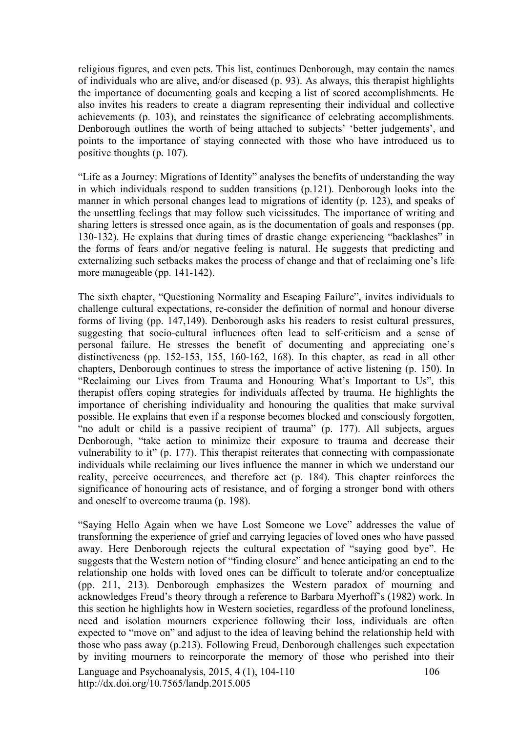religious figures, and even pets. This list, continues Denborough, may contain the names of individuals who are alive, and/or diseased (p. 93). As always, this therapist highlights the importance of documenting goals and keeping a list of scored accomplishments. He also invites his readers to create a diagram representing their individual and collective achievements (p. 103), and reinstates the significance of celebrating accomplishments. Denborough outlines the worth of being attached to subjects' 'better judgements', and points to the importance of staying connected with those who have introduced us to positive thoughts (p. 107).

"Life as a Journey: Migrations of Identity" analyses the benefits of understanding the way in which individuals respond to sudden transitions (p.121). Denborough looks into the manner in which personal changes lead to migrations of identity (p. 123), and speaks of the unsettling feelings that may follow such vicissitudes. The importance of writing and sharing letters is stressed once again, as is the documentation of goals and responses (pp. 130-132). He explains that during times of drastic change experiencing "backlashes" in the forms of fears and/or negative feeling is natural. He suggests that predicting and externalizing such setbacks makes the process of change and that of reclaiming one's life more manageable (pp. 141-142).

The sixth chapter, "Questioning Normality and Escaping Failure", invites individuals to challenge cultural expectations, re-consider the definition of normal and honour diverse forms of living (pp. 147,149). Denborough asks his readers to resist cultural pressures, suggesting that socio-cultural influences often lead to self-criticism and a sense of personal failure. He stresses the benefit of documenting and appreciating one's distinctiveness (pp. 152-153, 155, 160-162, 168). In this chapter, as read in all other chapters, Denborough continues to stress the importance of active listening (p. 150). In "Reclaiming our Lives from Trauma and Honouring What's Important to Us", this therapist offers coping strategies for individuals affected by trauma. He highlights the importance of cherishing individuality and honouring the qualities that make survival possible. He explains that even if a response becomes blocked and consciously forgotten, "no adult or child is a passive recipient of trauma" (p. 177). All subjects, argues Denborough, "take action to minimize their exposure to trauma and decrease their vulnerability to it" (p. 177). This therapist reiterates that connecting with compassionate individuals while reclaiming our lives influence the manner in which we understand our reality, perceive occurrences, and therefore act (p. 184). This chapter reinforces the significance of honouring acts of resistance, and of forging a stronger bond with others and oneself to overcome trauma (p. 198).

"Saying Hello Again when we have Lost Someone we Love" addresses the value of transforming the experience of grief and carrying legacies of loved ones who have passed away. Here Denborough rejects the cultural expectation of "saying good bye". He suggests that the Western notion of "finding closure" and hence anticipating an end to the relationship one holds with loved ones can be difficult to tolerate and/or conceptualize (pp. 211, 213). Denborough emphasizes the Western paradox of mourning and acknowledges Freud's theory through a reference to Barbara Myerhoff's (1982) work. In this section he highlights how in Western societies, regardless of the profound loneliness, need and isolation mourners experience following their loss, individuals are often expected to "move on" and adjust to the idea of leaving behind the relationship held with those who pass away (p.213). Following Freud, Denborough challenges such expectation by inviting mourners to reincorporate the memory of those who perished into their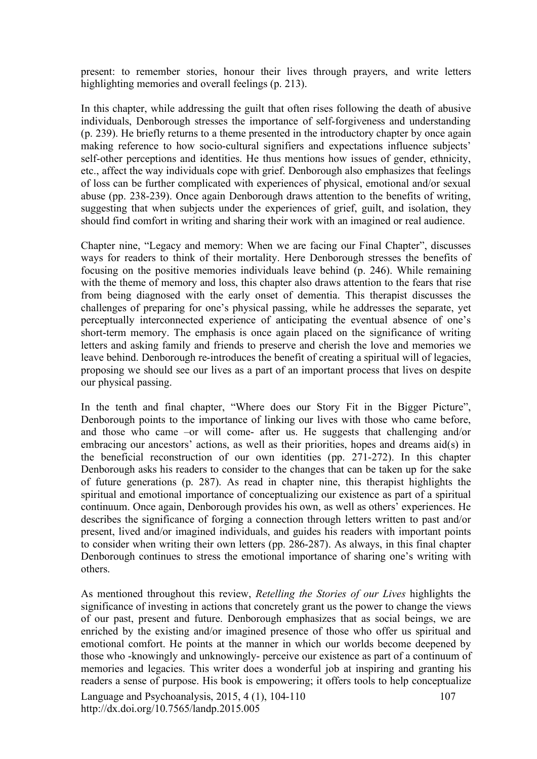present: to remember stories, honour their lives through prayers, and write letters highlighting memories and overall feelings (p. 213).

In this chapter, while addressing the guilt that often rises following the death of abusive individuals, Denborough stresses the importance of self-forgiveness and understanding (p. 239). He briefly returns to a theme presented in the introductory chapter by once again making reference to how socio-cultural signifiers and expectations influence subjects' self-other perceptions and identities. He thus mentions how issues of gender, ethnicity, etc., affect the way individuals cope with grief. Denborough also emphasizes that feelings of loss can be further complicated with experiences of physical, emotional and/or sexual abuse (pp. 238-239). Once again Denborough draws attention to the benefits of writing, suggesting that when subjects under the experiences of grief, guilt, and isolation, they should find comfort in writing and sharing their work with an imagined or real audience.

Chapter nine, "Legacy and memory: When we are facing our Final Chapter", discusses ways for readers to think of their mortality. Here Denborough stresses the benefits of focusing on the positive memories individuals leave behind (p. 246). While remaining with the theme of memory and loss, this chapter also draws attention to the fears that rise from being diagnosed with the early onset of dementia. This therapist discusses the challenges of preparing for one's physical passing, while he addresses the separate, yet perceptually interconnected experience of anticipating the eventual absence of one's short-term memory. The emphasis is once again placed on the significance of writing letters and asking family and friends to preserve and cherish the love and memories we leave behind. Denborough re-introduces the benefit of creating a spiritual will of legacies, proposing we should see our lives as a part of an important process that lives on despite our physical passing.

In the tenth and final chapter, "Where does our Story Fit in the Bigger Picture", Denborough points to the importance of linking our lives with those who came before, and those who came –or will come- after us. He suggests that challenging and/or embracing our ancestors' actions, as well as their priorities, hopes and dreams aid(s) in the beneficial reconstruction of our own identities (pp. 271-272). In this chapter Denborough asks his readers to consider to the changes that can be taken up for the sake of future generations (p. 287). As read in chapter nine, this therapist highlights the spiritual and emotional importance of conceptualizing our existence as part of a spiritual continuum. Once again, Denborough provides his own, as well as others' experiences. He describes the significance of forging a connection through letters written to past and/or present, lived and/or imagined individuals, and guides his readers with important points to consider when writing their own letters (pp. 286-287). As always, in this final chapter Denborough continues to stress the emotional importance of sharing one's writing with others.

As mentioned throughout this review, *Retelling the Stories of our Lives* highlights the significance of investing in actions that concretely grant us the power to change the views of our past, present and future. Denborough emphasizes that as social beings, we are enriched by the existing and/or imagined presence of those who offer us spiritual and emotional comfort. He points at the manner in which our worlds become deepened by those who -knowingly and unknowingly- perceive our existence as part of a continuum of memories and legacies. This writer does a wonderful job at inspiring and granting his readers a sense of purpose. His book is empowering; it offers tools to help conceptualize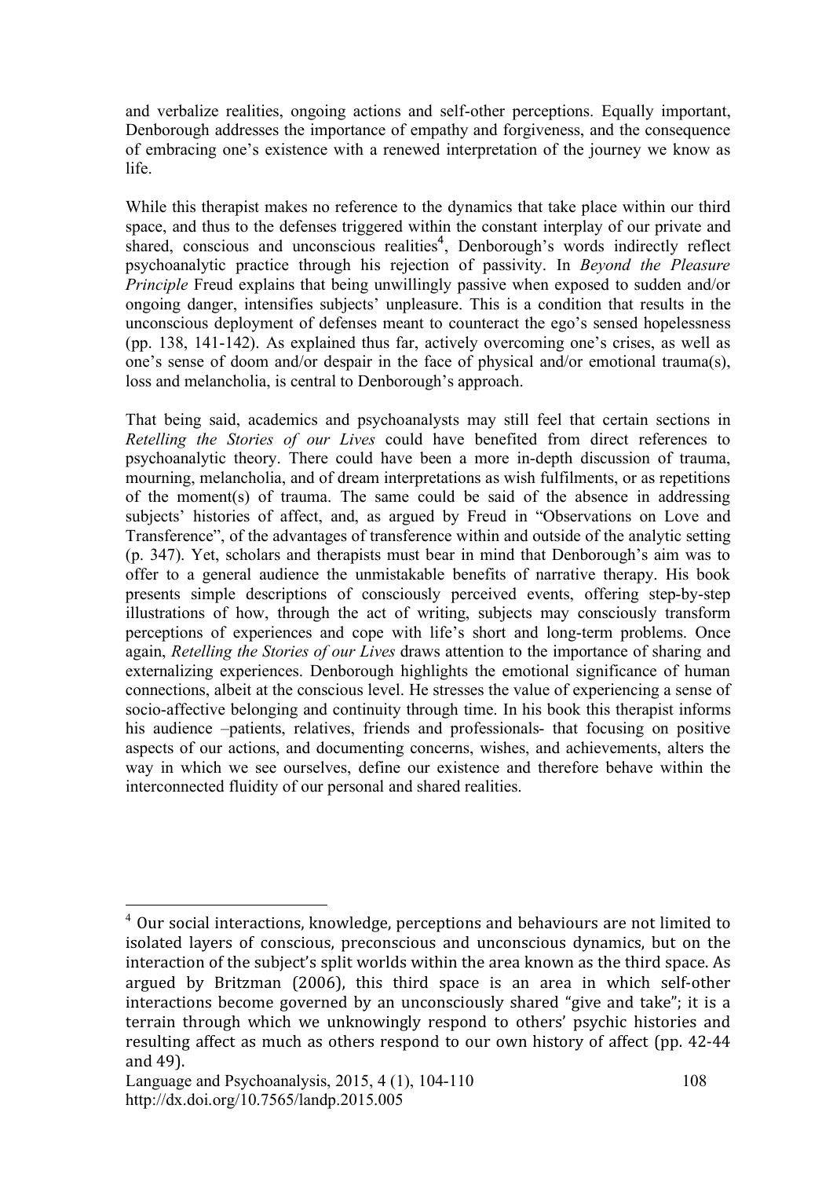and verbalize realities, ongoing actions and self-other perceptions. Equally important, Denborough addresses the importance of empathy and forgiveness, and the consequence of embracing one's existence with a renewed interpretation of the journey we know as life.

While this therapist makes no reference to the dynamics that take place within our third space, and thus to the defenses triggered within the constant interplay of our private and shared, conscious and unconscious realities[4], Denborough's words indirectly reflect psychoanalytic practice through his rejection of passivity. In *Beyond the Pleasure Principle* Freud explains that being unwillingly passive when exposed to sudden and/or ongoing danger, intensifies subjects' unpleasure. This is a condition that results in the unconscious deployment of defenses meant to counteract the ego's sensed hopelessness (pp. 138, 141-142). As explained thus far, actively overcoming one's crises, as well as one's sense of doom and/or despair in the face of physical and/or emotional trauma(s), loss and melancholia, is central to Denborough's approach.

That being said, academics and psychoanalysts may still feel that certain sections in *Retelling the Stories of our Lives* could have benefited from direct references to psychoanalytic theory. There could have been a more in-depth discussion of trauma, mourning, melancholia, and of dream interpretations as wish fulfilments, or as repetitions of the moment(s) of trauma. The same could be said of the absence in addressing subjects' histories of affect, and, as argued by Freud in "Observations on Love and Transference", of the advantages of transference within and outside of the analytic setting (p. 347). Yet, scholars and therapists must bear in mind that Denborough's aim was to offer to a general audience the unmistakable benefits of narrative therapy. His book presents simple descriptions of consciously perceived events, offering step-by-step illustrations of how, through the act of writing, subjects may consciously transform perceptions of experiences and cope with life's short and long-term problems. Once again, *Retelling the Stories of our Lives* draws attention to the importance of sharing and externalizing experiences. Denborough highlights the emotional significance of human connections, albeit at the conscious level. He stresses the value of experiencing a sense of socio-affective belonging and continuity through time. In his book this therapist informs his audience –patients, relatives, friends and professionals- that focusing on positive aspects of our actions, and documenting concerns, wishes, and achievements, alters the way in which we see ourselves, define our existence and therefore behave within the interconnected fluidity of our personal and shared realities.

---

[4] Our social interactions, knowledge, perceptions and behaviours are not limited to isolated layers of conscious, preconscious and unconscious dynamics, but on the interaction of the subject's split worlds within the area known as the third space. As argued by Britzman (2006), this third space is an area in which self-other interactions become governed by an unconsciously shared "give and take"; it is a terrain through which we unknowingly respond to others' psychic histories and resulting affect as much as others respond to our own history of affect (pp. 42-44 and 49).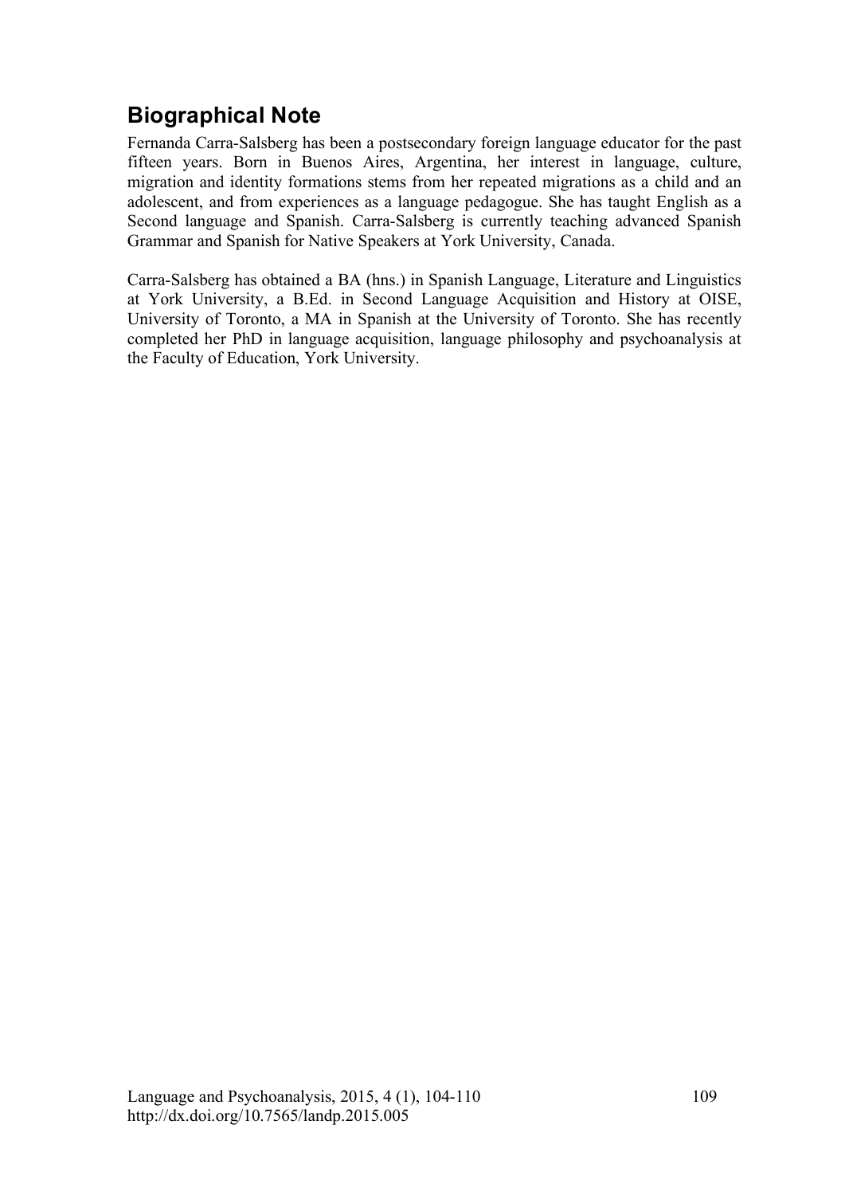## Biographical Note

Fernanda Carra-Salsberg has been a postsecondary foreign language educator for the past fifteen years. Born in Buenos Aires, Argentina, her interest in language, culture, migration and identity formations stems from her repeated migrations as a child and an adolescent, and from experiences as a language pedagogue. She has taught English as a Second language and Spanish. Carra-Salsberg is currently teaching advanced Spanish Grammar and Spanish for Native Speakers at York University, Canada.

Carra-Salsberg has obtained a BA (hns.) in Spanish Language, Literature and Linguistics at York University, a B.Ed. in Second Language Acquisition and History at OISE, University of Toronto, a MA in Spanish at the University of Toronto. She has recently completed her PhD in language acquisition, language philosophy and psychoanalysis at the Faculty of Education, York University.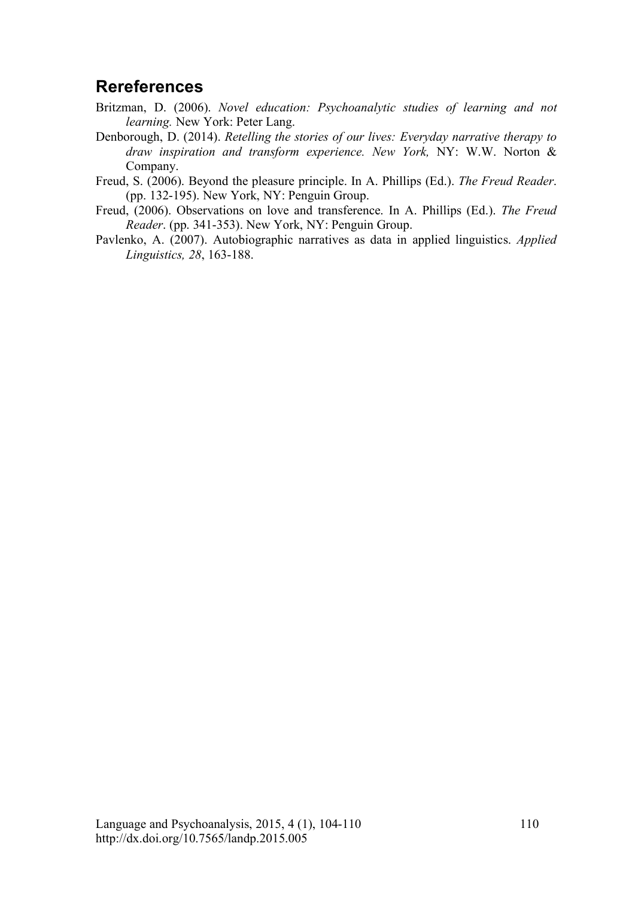## Rereferences

Britzman, D. (2006). *Novel education: Psychoanalytic studies of learning and not learning.* New York: Peter Lang.

Denborough, D. (2014). *Retelling the stories of our lives: Everyday narrative therapy to draw inspiration and transform experience. New York,* NY: W.W. Norton & Company.

Freud, S. (2006). Beyond the pleasure principle. In A. Phillips (Ed.). *The Freud Reader*. (pp. 132-195). New York, NY: Penguin Group.

Freud, (2006). Observations on love and transference. In A. Phillips (Ed.). *The Freud Reader*. (pp. 341-353). New York, NY: Penguin Group.

Pavlenko, A. (2007). Autobiographic narratives as data in applied linguistics. *Applied Linguistics, 28*, 163-188.